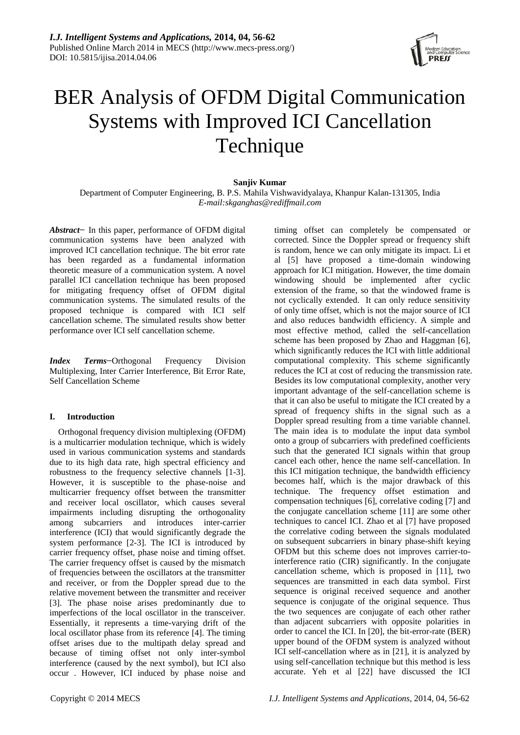# BER Analysis of OFDM Digital Communication Systems with Improved ICI Cancellation Technique

**Sanjiv Kumar**

Department of Computer Engineering, B. P.S. Mahila Vishwavidyalaya, Khanpur Kalan-131305, India

*E-mail:skganghas@rediffmail.com*

***Abstract***− In this paper, performance of OFDM digital communication systems have been analyzed with improved ICI cancellation technique. The bit error rate has been regarded as a fundamental information theoretic measure of a communication system. A novel parallel ICI cancellation technique has been proposed for mitigating frequency offset of OFDM digital communication systems. The simulated results of the proposed technique is compared with ICI self cancellation scheme. The simulated results show better performance over ICI self cancellation scheme.

***Index Terms***−Orthogonal Frequency Division Multiplexing, Inter Carrier Interference, Bit Error Rate, Self Cancellation Scheme

## I. Introduction

Orthogonal frequency division multiplexing (OFDM) is a multicarrier modulation technique, which is widely used in various communication systems and standards due to its high data rate, high spectral efficiency and robustness to the frequency selective channels [1-3]. However, it is susceptible to the phase-noise and multicarrier frequency offset between the transmitter and receiver local oscillator, which causes several impairments including disrupting the orthogonality among subcarriers and introduces inter-carrier interference (ICI) that would significantly degrade the system performance [2-3]. The ICI is introduced by carrier frequency offset, phase noise and timing offset. The carrier frequency offset is caused by the mismatch of frequencies between the oscillators at the transmitter and receiver, or from the Doppler spread due to the relative movement between the transmitter and receiver [3]. The phase noise arises predominantly due to imperfections of the local oscillator in the transceiver. Essentially, it represents a time-varying drift of the local oscillator phase from its reference [4]. The timing offset arises due to the multipath delay spread and because of timing offset not only inter-symbol interference (caused by the next symbol), but ICI also occur . However, ICI induced by phase noise and timing offset can completely be compensated or corrected. Since the Doppler spread or frequency shift is random, hence we can only mitigate its impact. Li et al [5] have proposed a time-domain windowing approach for ICI mitigation. However, the time domain windowing should be implemented after cyclic extension of the frame, so that the windowed frame is not cyclically extended. It can only reduce sensitivity of only time offset, which is not the major source of ICI and also reduces bandwidth efficiency. A simple and most effective method, called the self-cancellation scheme has been proposed by Zhao and Haggman [6], which significantly reduces the ICI with little additional computational complexity. This scheme significantly reduces the ICI at cost of reducing the transmission rate. Besides its low computational complexity, another very important advantage of the self-cancellation scheme is that it can also be useful to mitigate the ICI created by a spread of frequency shifts in the signal such as a Doppler spread resulting from a time variable channel. The main idea is to modulate the input data symbol onto a group of subcarriers with predefined coefficients such that the generated ICI signals within that group cancel each other, hence the name self-cancellation. In this ICI mitigation technique, the bandwidth efficiency becomes half, which is the major drawback of this technique. The frequency offset estimation and compensation techniques [6], correlative coding [7] and the conjugate cancellation scheme [11] are some other techniques to cancel ICI. Zhao et al [7] have proposed the correlative coding between the signals modulated on subsequent subcarriers in binary phase-shift keying OFDM but this scheme does not improves carrier-to-interference ratio (CIR) significantly. In the conjugate cancellation scheme, which is proposed in [11], two sequences are transmitted in each data symbol. First sequence is original received sequence and another sequence is conjugate of the original sequence. Thus the two sequences are conjugate of each other rather than adjacent subcarriers with opposite polarities in order to cancel the ICI. In [20], the bit-error-rate (BER) upper bound of the OFDM system is analyzed without ICI self-cancellation where as in [21], it is analyzed by using self-cancellation technique but this method is less accurate. Yeh et al [22] have discussed the ICI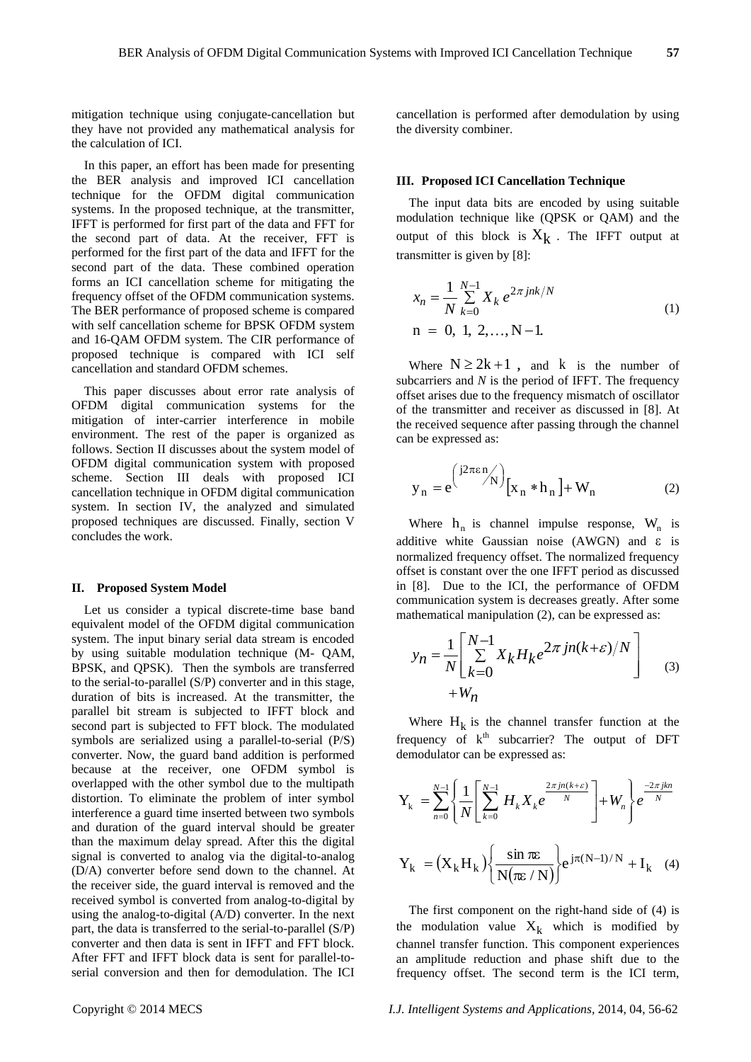mitigation technique using conjugate-cancellation but they have not provided any mathematical analysis for the calculation of ICI.

In this paper, an effort has been made for presenting the BER analysis and improved ICI cancellation technique for the OFDM digital communication systems. In the proposed technique, at the transmitter, IFFT is performed for first part of the data and FFT for the second part of data. At the receiver, FFT is performed for the first part of the data and IFFT for the second part of the data. These combined operation forms an ICI cancellation scheme for mitigating the frequency offset of the OFDM communication systems. The BER performance of proposed scheme is compared with self cancellation scheme for BPSK OFDM system and 16-QAM OFDM system. The CIR performance of proposed technique is compared with ICI self cancellation and standard OFDM schemes.

This paper discusses about error rate analysis of OFDM digital communication systems for the mitigation of inter-carrier interference in mobile environment. The rest of the paper is organized as follows. Section II discusses about the system model of OFDM digital communication system with proposed scheme. Section III deals with proposed ICI cancellation technique in OFDM digital communication system. In section IV, the analyzed and simulated proposed techniques are discussed. Finally, section V concludes the work.

## II. Proposed System Model

Let us consider a typical discrete-time base band equivalent model of the OFDM digital communication system. The input binary serial data stream is encoded by using suitable modulation technique (M- QAM, BPSK, and QPSK). Then the symbols are transferred to the serial-to-parallel (S/P) converter and in this stage, duration of bits is increased. At the transmitter, the parallel bit stream is subjected to IFFT block and second part is subjected to FFT block. The modulated symbols are serialized using a parallel-to-serial (P/S) converter. Now, the guard band addition is performed because at the receiver, one OFDM symbol is overlapped with the other symbol due to the multipath distortion. To eliminate the problem of inter symbol interference a guard time inserted between two symbols and duration of the guard interval should be greater than the maximum delay spread. After this the digital signal is converted to analog via the digital-to-analog (D/A) converter before send down to the channel. At the receiver side, the guard interval is removed and the received symbol is converted from analog-to-digital by using the analog-to-digital (A/D) converter. In the next part, the data is transferred to the serial-to-parallel (S/P) converter and then data is sent in IFFT and FFT block. After FFT and IFFT block data is sent for parallel-to-serial conversion and then for demodulation. The ICI cancellation is performed after demodulation by using the diversity combiner.

## III. Proposed ICI Cancellation Technique

The input data bits are encoded by using suitable modulation technique like (QPSK or QAM) and the output of this block is $X_k$ . The IFFT output at transmitter is given by [8]:

$$x_n = \frac{1}{N}\sum_{k=0}^{N-1} X_k \, e^{2\pi jnk/N} \qquad (1)$$
$$n = 0, 1, 2, \ldots, N-1.$$

Where $N \geq 2k+1$ , and $k$ is the number of subcarriers and *N* is the period of IFFT. The frequency offset arises due to the frequency mismatch of oscillator of the transmitter and receiver as discussed in [8]. At the received sequence after passing through the channel can be expressed as:

$$y_n = e^{\left(j2\pi\varepsilon n/N\right)}\left[x_n * h_n\right] + W_n \qquad (2)$$

Where $h_n$ is channel impulse response, $W_n$ is additive white Gaussian noise (AWGN) and $\varepsilon$ is normalized frequency offset. The normalized frequency offset is constant over the one IFFT period as discussed in [8]. Due to the ICI, the performance of OFDM communication system is decreases greatly. After some mathematical manipulation (2), can be expressed as:

$$y_n = \frac{1}{N}\left[\sum_{k=0}^{N-1} X_k H_k e^{2\pi jn(k+\varepsilon)/N}\right] + W_n \qquad (3)$$

Where $H_k$ is the channel transfer function at the frequency of $k^{th}$ subcarrier? The output of DFT demodulator can be expressed as:

$$Y_k = \sum_{n=0}^{N-1}\left\{\frac{1}{N}\left[\sum_{k=0}^{N-1} H_k X_k e^{\frac{2\pi jn(k+\varepsilon)}{N}}\right] + W_n\right\} e^{\frac{-2\pi jkn}{N}}$$

$$Y_k = \left(X_k H_k\right)\left\{\frac{\sin \pi\varepsilon}{N(\pi\varepsilon / N)}\right\} e^{j\pi(N-1)/N} + I_k \qquad (4)$$

The first component on the right-hand side of (4) is the modulation value $X_k$ which is modified by channel transfer function. This component experiences an amplitude reduction and phase shift due to the frequency offset. The second term is the ICI term,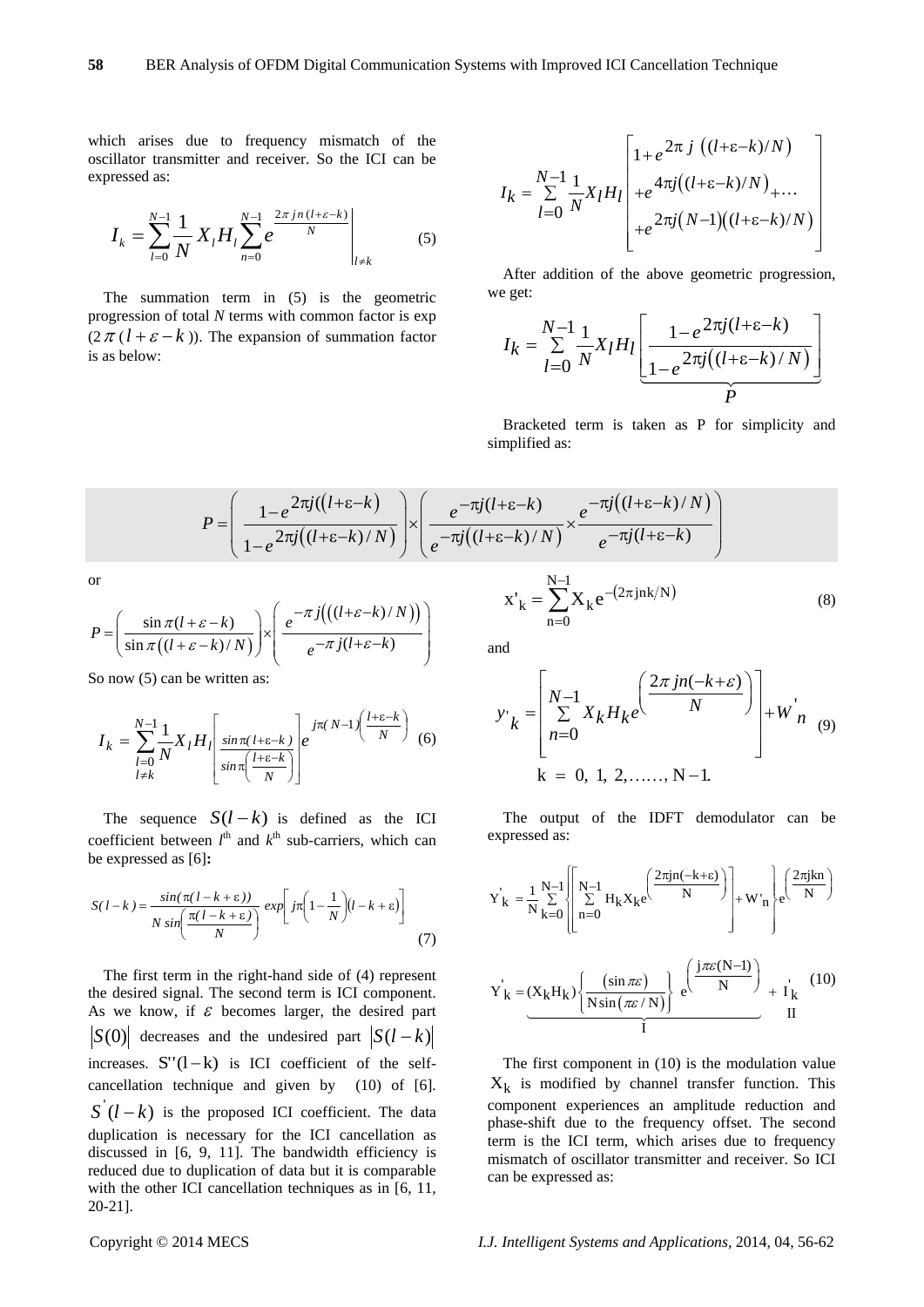which arises due to frequency mismatch of the oscillator transmitter and receiver. So the ICI can be expressed as:

$$I_k = \sum_{l=0}^{N-1} \frac{1}{N} X_l H_l \sum_{n=0}^{N-1} e^{\frac{2\pi jn(l+\varepsilon-k)}{N}} \Bigg|_{l \neq k} \tag{5}$$

The summation term in (5) is the geometric progression of total $N$ terms with common factor is exp $(2\pi(l+\varepsilon-k))$. The expansion of summation factor is as below:

$$I_k = \sum_{l=0}^{N-1} \frac{1}{N} X_l H_l \begin{bmatrix} 1 + e^{2\pi j((l+\varepsilon-k)/N)} \\ + e^{4\pi j((l+\varepsilon-k)/N)} + \ldots \\ + e^{2\pi j(N-1)((l+\varepsilon-k)/N)} \end{bmatrix}$$

After addition of the above geometric progression, we get:

$$I_k = \sum_{l=0}^{N-1} \frac{1}{N} X_l H_l \underbrace{\left[ \frac{1-e^{2\pi j(l+\varepsilon-k)}}{1-e^{2\pi j((l+\varepsilon-k)/N)}} \right]}_{P}$$

Bracketed term is taken as P for simplicity and simplified as:

$$P = \left( \frac{1-e^{2\pi j((l+\varepsilon-k)}}{1-e^{2\pi j((l+\varepsilon-k)/N)}} \right) \times \left( \frac{e^{-\pi j(l+\varepsilon-k)}}{e^{-\pi j((l+\varepsilon-k)/N)}} \times \frac{e^{-\pi j((l+\varepsilon-k)/N)}}{e^{-\pi j(l+\varepsilon-k)}} \right)$$

or

$$P = \left( \frac{\sin \pi (l+\varepsilon-k)}{\sin \pi ((l+\varepsilon-k)/N)} \right) \times \left( \frac{e^{-\pi j(((l+\varepsilon-k)/N))}}{e^{-\pi j(l+\varepsilon-k)}} \right)$$

So now (5) can be written as:

$$I_k = \sum_{\substack{l=0 \\ l \neq k}}^{N-1} \frac{1}{N} X_l H_l \left[ \frac{\sin \pi (l+\varepsilon-k)}{\sin \pi \left( \frac{l+\varepsilon-k}{N} \right)} \right] e^{j\pi (N-1)\left( \frac{l+\varepsilon-k}{N} \right)} \tag{6}$$

The sequence $S(l-k)$ is defined as the ICI coefficient between $l^{th}$ and $k^{th}$ sub-carriers, which can be expressed as [6]**:**

$$S(l-k) = \frac{\sin(\pi(l-k+\varepsilon))}{N \sin\left( \frac{\pi(l-k+\varepsilon)}{N} \right)} \exp\left[ j\pi\left(1-\frac{1}{N}\right)(l-k+\varepsilon) \right] \tag{7}$$

The first term in the right-hand side of (4) represent the desired signal. The second term is ICI component. As we know, if $\varepsilon$ becomes larger, the desired part $|S(0)|$ decreases and the undesired part $|S(l-k)|$ increases. $S''(l-k)$ is ICI coefficient of the self-cancellation technique and given by (10) of [6]. $S^{'}(l-k)$ is the proposed ICI coefficient. The data duplication is necessary for the ICI cancellation as discussed in [6, 9, 11]. The bandwidth efficiency is reduced due to duplication of data but it is comparable with the other ICI cancellation techniques as in [6, 11, 20-21].

$$x'_k = \sum_{n=0}^{N-1} X_k e^{-(2\pi jnk/N)} \tag{8}$$

and

$$y'_k = \left[ \sum_{n=0}^{N-1} X_k H_k e^{\left( \frac{2\pi jn(-k+\varepsilon)}{N} \right)} \right] + W'_n \tag{9}$$

$$k = 0,\ 1,\ 2, \ldots\ldots, N-1.$$

The output of the IDFT demodulator can be expressed as:

$$Y'_k = \frac{1}{N} \sum_{k=0}^{N-1} \left\{ \left[ \sum_{n=0}^{N-1} H_k X_k e^{\left( \frac{2\pi jn(-k+\varepsilon)}{N} \right)} \right] + W'_n \right\} e^{\left( \frac{2\pi jkn}{N} \right)}$$

$$Y'_k = \underbrace{(X_k H_k) \left\{ \frac{(\sin \pi\varepsilon)}{N \sin(\pi\varepsilon / N)} \right\} e^{\left( \frac{j\pi\varepsilon(N-1)}{N} \right)}}_{I} + \underbrace{I'_k}_{II} \tag{10}$$

The first component in (10) is the modulation value $X_k$ is modified by channel transfer function. This component experiences an amplitude reduction and phase-shift due to the frequency offset. The second term is the ICI term, which arises due to frequency mismatch of oscillator transmitter and receiver. So ICI can be expressed as: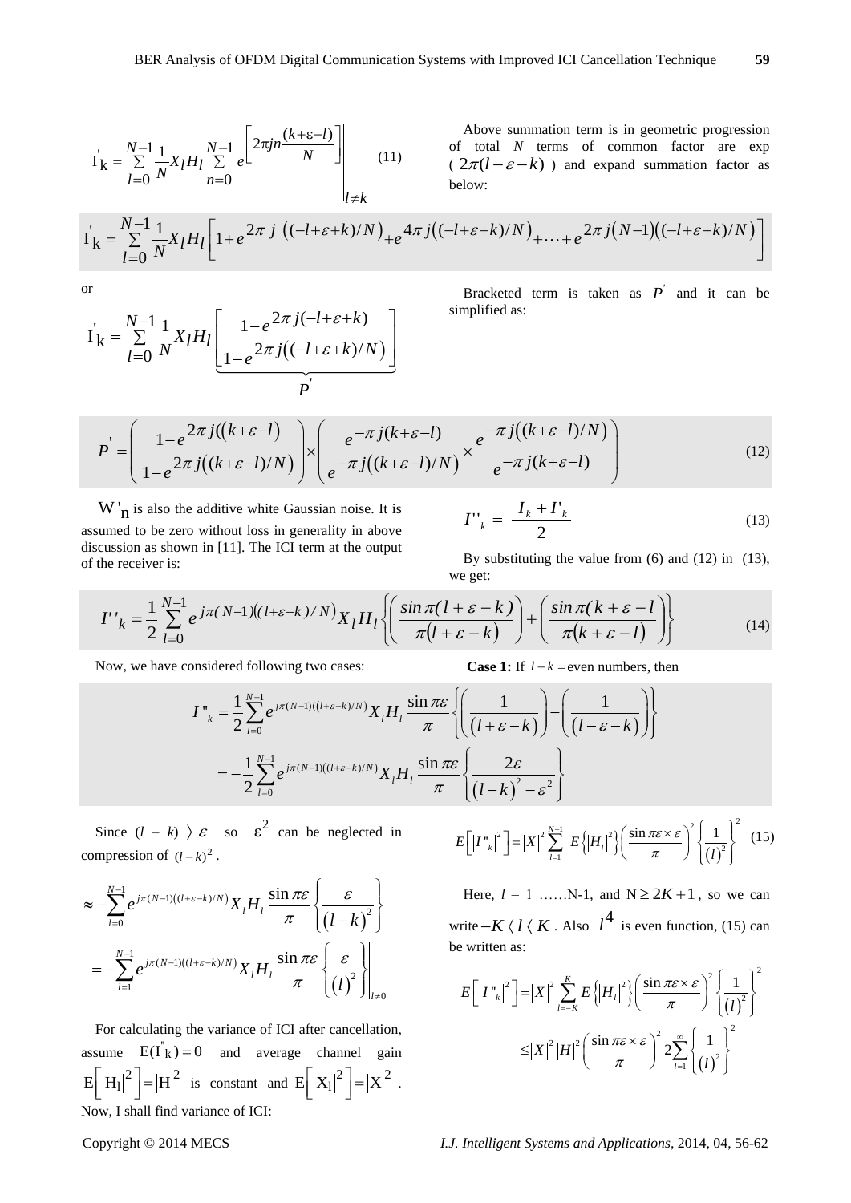$$I'_k = \sum_{l=0}^{N-1} \frac{1}{N} X_l H_l \sum_{n=0}^{N-1} e^{\left[2\pi j n \frac{(k+\varepsilon-l)}{N}\right]} \Bigg|_{l \neq k} \quad (11)$$

Above summation term is in geometric progression of total $N$ terms of common factor are exp ( $2\pi(l-\varepsilon-k)$ ) and expand summation factor as below:

$$I'_k = \sum_{l=0}^{N-1} \frac{1}{N} X_l H_l \left[1 + e^{2\pi j\left((-l+\varepsilon+k)/N\right)} + e^{4\pi j\left((-l+\varepsilon+k)/N\right)} + \cdots + e^{2\pi j(N-1)\left((-l+\varepsilon+k)/N\right)}\right]$$

or

$$I'_k = \sum_{l=0}^{N-1} \frac{1}{N} X_l H_l \underbrace{\left[\frac{1-e^{2\pi j(-l+\varepsilon+k)}}{1-e^{2\pi j\left((-l+\varepsilon+k)/N\right)}}\right]}_{P'}$$

Bracketed term is taken as $P'$ and it can be simplified as:

$$P' = \left(\frac{1-e^{2\pi j\left((k+\varepsilon-l\right)}}{1-e^{2\pi j\left((k+\varepsilon-l)/N\right)}}\right) \times \left(\frac{e^{-\pi j(k+\varepsilon-l)}}{e^{-\pi j\left((k+\varepsilon-l)/N\right)}} \times \frac{e^{-\pi j\left((k+\varepsilon-l)/N\right)}}{e^{-\pi j(k+\varepsilon-l)}}\right) \quad (12)$$

$W'_n$ is also the additive white Gaussian noise. It is assumed to be zero without loss in generality in above discussion as shown in [11]. The ICI term at the output of the receiver is:

$$I''_k = \frac{I_k + I'_k}{2} \quad (13)$$

By substituting the value from (6) and (12) in (13), we get:

$$I''_k = \frac{1}{2} \sum_{l=0}^{N-1} e^{j\pi(N-1)\left((l+\varepsilon-k)/N\right)} X_l H_l \left\{\left(\frac{\sin \pi(l+\varepsilon-k)}{\pi(l+\varepsilon-k)}\right) + \left(\frac{\sin \pi(k+\varepsilon-l)}{\pi(k+\varepsilon-l)}\right)\right\} \quad (14)$$

Now, we have considered following two cases:

**Case 1:** If $l-k=$ even numbers, then

$$I''_k = \frac{1}{2} \sum_{l=0}^{N-1} e^{j\pi(N-1)\left((l+\varepsilon-k)/N\right)} X_l H_l \frac{\sin \pi\varepsilon}{\pi} \left\{\left(\frac{1}{(l+\varepsilon-k)}\right) - \left(\frac{1}{(l-\varepsilon-k)}\right)\right\}$$

$$= -\frac{1}{2} \sum_{l=0}^{N-1} e^{j\pi(N-1)\left((l+\varepsilon-k)/N\right)} X_l H_l \frac{\sin \pi\varepsilon}{\pi} \left\{\frac{2\varepsilon}{(l-k)^2 - \varepsilon^2}\right\}$$

Since $(l-k) \rangle\, \varepsilon$ so $\varepsilon^2$ can be neglected in compression of $(l-k)^2$.

$$\approx -\sum_{l=0}^{N-1} e^{j\pi(N-1)\left((l+\varepsilon-k)/N\right)} X_l H_l \frac{\sin \pi\varepsilon}{\pi} \left\{\frac{\varepsilon}{(l-k)^2}\right\}$$

$$= -\sum_{l=1}^{N-1} e^{j\pi(N-1)\left((l+\varepsilon-k)/N\right)} X_l H_l \frac{\sin \pi\varepsilon}{\pi} \left\{\frac{\varepsilon}{(l)^2}\right\} \Bigg|_{l \neq 0}$$

For calculating the variance of ICI after cancellation, assume $E(I''_k) = 0$ and average channel gain $E\left[|H_l|^2\right] = |H|^2$ is constant and $E\left[|X_l|^2\right] = |X|^2$. Now, I shall find variance of ICI:

$$E\left[|I''_k|^2\right] = |X|^2 \sum_{l=1}^{N-1} E\left\{|H_l|^2\right\} \left(\frac{\sin \pi\varepsilon \times \varepsilon}{\pi}\right)^2 \left\{\frac{1}{(l)^2}\right\}^2 \quad (15)$$

Here, $l = 1$ ……N-1, and $N \geq 2K+1$, so we can write $-K \langle\, l \,\langle\, K$. Also $l^4$ is even function, (15) can be written as:

$$E\left[|I''_k|^2\right] = |X|^2 \sum_{l=-K}^{K} E\left\{|H_l|^2\right\} \left(\frac{\sin \pi\varepsilon \times \varepsilon}{\pi}\right)^2 \left\{\frac{1}{(l)^2}\right\}^2$$

$$\leq |X|^2 |H|^2 \left(\frac{\sin \pi\varepsilon \times \varepsilon}{\pi}\right)^2 2 \sum_{l=1}^{\infty} \left\{\frac{1}{(l)^2}\right\}^2$$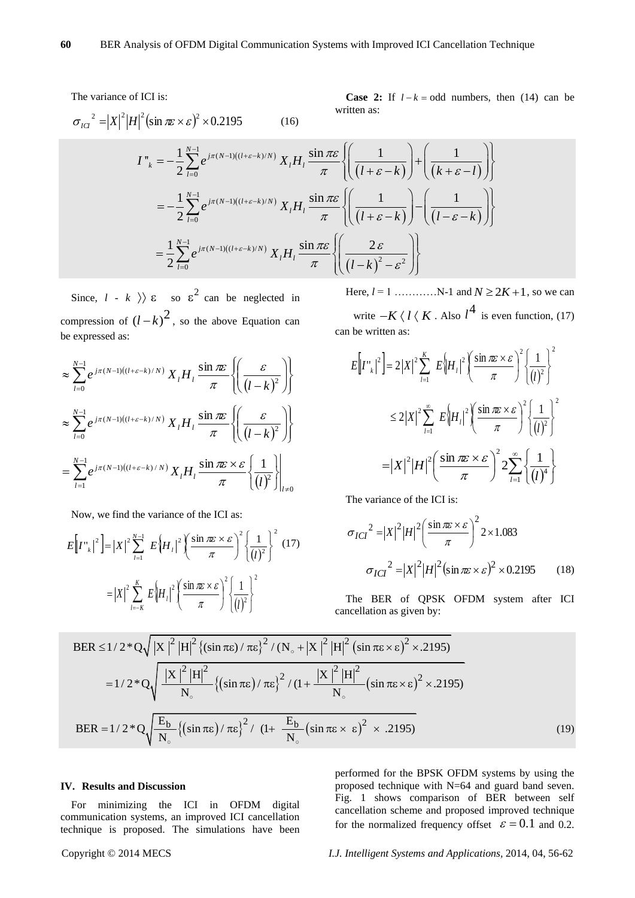The variance of ICI is:

$$\sigma_{ICI}{}^2 = |X|^2 |H|^2 (\sin \pi\varepsilon \times \varepsilon)^2 \times 0.2195 \qquad (16)$$

**Case 2:** If $l - k =$ odd numbers, then (14) can be written as:

$$I''_k = -\frac{1}{2}\sum_{l=0}^{N-1} e^{j\pi(N-1)((l+\varepsilon-k)/N)} X_l H_l \frac{\sin \pi\varepsilon}{\pi} \left\{ \left( \frac{1}{(l+\varepsilon-k)} \right) + \left( \frac{1}{(k+\varepsilon-l)} \right) \right\}$$

$$= -\frac{1}{2}\sum_{l=0}^{N-1} e^{j\pi(N-1)((l+\varepsilon-k)/N)} X_l H_l \frac{\sin \pi\varepsilon}{\pi} \left\{ \left( \frac{1}{(l+\varepsilon-k)} \right) - \left( \frac{1}{(l-\varepsilon-k)} \right) \right\}$$

$$= \frac{1}{2}\sum_{l=0}^{N-1} e^{j\pi(N-1)((l+\varepsilon-k)/N)} X_l H_l \frac{\sin \pi\varepsilon}{\pi} \left\{ \left( \frac{2\varepsilon}{(l-k)^2 - \varepsilon^2} \right) \right\}$$

Since, $l - k \rangle\rangle\ \varepsilon$ so $\varepsilon^2$ can be neglected in compression of $(l-k)^2$, so the above Equation can be expressed as:

$$\approx \sum_{l=0}^{N-1} e^{j\pi(N-1)((l+\varepsilon-k)/N)} X_l H_l \frac{\sin \pi\varepsilon}{\pi} \left\{ \left( \frac{\varepsilon}{(l-k)^2} \right) \right\}$$

$$\approx \sum_{l=0}^{N-1} e^{j\pi(N-1)((l+\varepsilon-k)/N)} X_l H_l \frac{\sin \pi\varepsilon}{\pi} \left\{ \left( \frac{\varepsilon}{(l-k)^2} \right) \right\}$$

$$= \sum_{l=1}^{N-1} e^{j\pi(N-1)((l+\varepsilon-k)/N)} X_l H_l \frac{\sin \pi\varepsilon \times \varepsilon}{\pi} \left\{ \frac{1}{(l)^2} \right\} \Bigg|_{l \neq 0}$$

Now, we find the variance of the ICI as:

$$E\left[|I''_k|^2\right] = |X|^2 \sum_{l=1}^{N-1} E\left\{|H_l|^2\right\} \left( \frac{\sin \pi\varepsilon \times \varepsilon}{\pi} \right)^2 \left\{ \frac{1}{(l)^2} \right\}^2 \qquad (17)$$

$$= |X|^2 \sum_{l=-K}^{K} E\left\{|H_l|^2\right\} \left( \frac{\sin \pi\varepsilon \times \varepsilon}{\pi} \right)^2 \left\{ \frac{1}{(l)^2} \right\}^2$$

Here, $l = 1$ …………N-1 and $N \geq 2K+1$, so we can write $-K \langle\ l\ \langle\ K$. Also $l^4$ is even function, (17) can be written as:

$$E\left[|I''_k|^2\right] = 2|X|^2 \sum_{l=1}^{K} E\left\{|H_l|^2\right\} \left( \frac{\sin \pi\varepsilon \times \varepsilon}{\pi} \right)^2 \left\{ \frac{1}{(l)^2} \right\}^2$$

$$\leq 2|X|^2 \sum_{l=1}^{\infty} E\left\{|H_l|^2\right\} \left( \frac{\sin \pi\varepsilon \times \varepsilon}{\pi} \right)^2 \left\{ \frac{1}{(l)^2} \right\}^2$$

$$= |X|^2 |H|^2 \left( \frac{\sin \pi\varepsilon \times \varepsilon}{\pi} \right)^2 2\sum_{l=1}^{\infty} \left\{ \frac{1}{(l)^4} \right\}$$

The variance of the ICI is:

$$\sigma_{ICI}{}^2 = |X|^2 |H|^2 \left( \frac{\sin \pi\varepsilon \times \varepsilon}{\pi} \right)^2 2 \times 1.083$$

$$\sigma_{ICI}{}^2 = |X|^2 |H|^2 (\sin \pi\varepsilon \times \varepsilon)^2 \times 0.2195 \qquad (18)$$

The BER of QPSK OFDM system after ICI cancellation as given by:

$$\text{BER} \leq 1/2 * Q\sqrt{|X|^2 |H|^2 \{(\sin \pi\varepsilon)/\pi\varepsilon\}^2 / (N_\circ + |X|^2 |H|^2 (\sin \pi\varepsilon \times \varepsilon)^2 \times .2195)}$$

$$= 1/2 * Q\sqrt{\frac{|X|^2 |H|^2}{N_\circ} \{(\sin \pi\varepsilon)/\pi\varepsilon\}^2 / (1 + \frac{|X|^2 |H|^2}{N_\circ} (\sin \pi\varepsilon \times \varepsilon)^2 \times .2195)}$$

$$\text{BER} = 1/2 * Q\sqrt{\frac{E_b}{N_\circ} \{(\sin \pi\varepsilon)/\pi\varepsilon\}^2 / \ (1 + \frac{E_b}{N_\circ} (\sin \pi\varepsilon \times \varepsilon)^2 \times .2195)} \qquad (19)$$

## IV. Results and Discussion

For minimizing the ICI in OFDM digital communication systems, an improved ICI cancellation technique is proposed. The simulations have been performed for the BPSK OFDM systems by using the proposed technique with N=64 and guard band seven. Fig. 1 shows comparison of BER between self cancellation scheme and proposed improved technique for the normalized frequency offset $\varepsilon = 0.1$ and 0.2.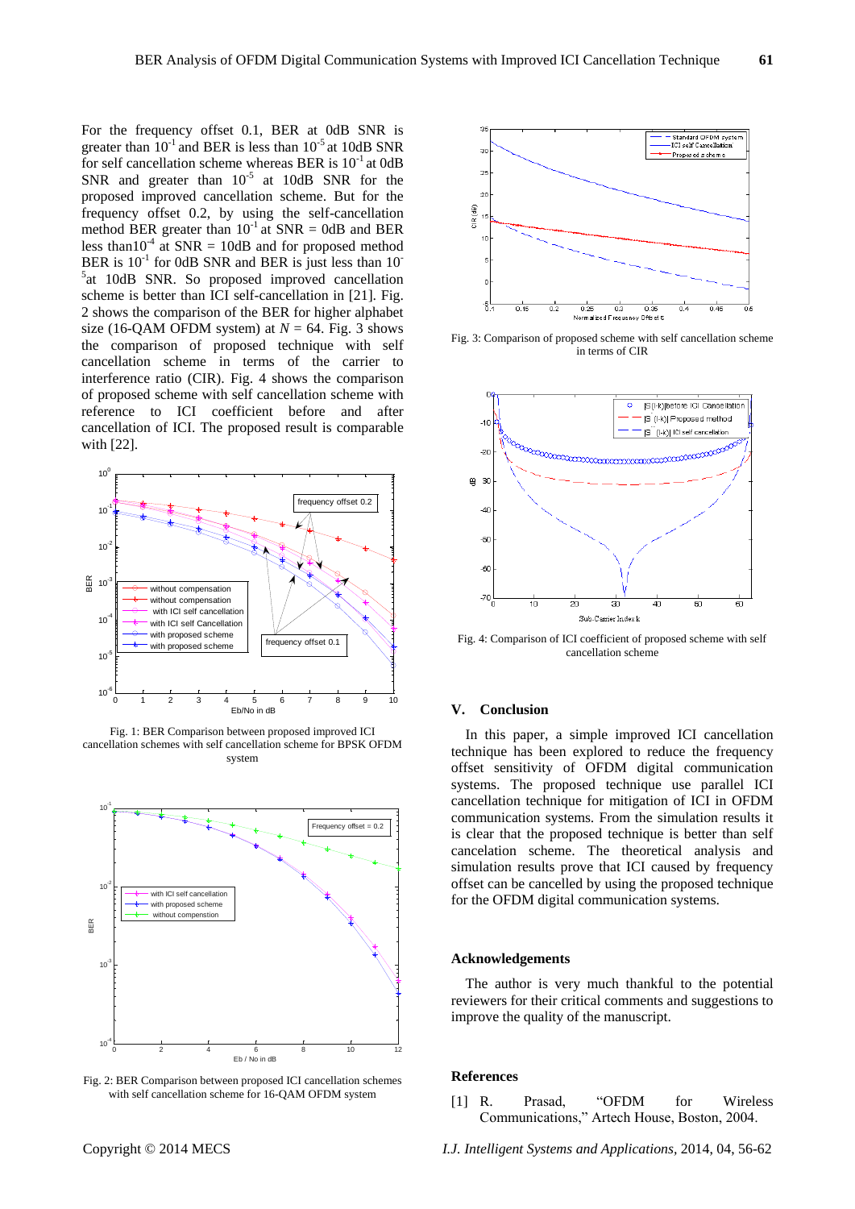For the frequency offset 0.1, BER at 0dB SNR is greater than $10^{-1}$ and BER is less than $10^{-5}$ at 10dB SNR for self cancellation scheme whereas BER is $10^{-1}$ at 0dB SNR and greater than $10^{-5}$ at 10dB SNR for the proposed improved cancellation scheme. But for the frequency offset 0.2, by using the self-cancellation method BER greater than $10^{-1}$ at SNR = 0dB and BER less than $10^{-4}$ at SNR = 10dB and for proposed method BER is $10^{-1}$ for 0dB SNR and BER is just less than $10^{-5}$ at 10dB SNR. So proposed improved cancellation scheme is better than ICI self-cancellation in [21]. Fig. 2 shows the comparison of the BER for higher alphabet size (16-QAM OFDM system) at $N = 64$. Fig. 3 shows the comparison of proposed technique with self cancellation scheme in terms of the carrier to interference ratio (CIR). Fig. 4 shows the comparison of proposed scheme with self cancellation scheme with reference to ICI coefficient before and after cancellation of ICI. The proposed result is comparable with [22].

Fig. 1: BER Comparison between proposed improved ICI cancellation schemes with self cancellation scheme for BPSK OFDM system

Fig. 2: BER Comparison between proposed ICI cancellation schemes with self cancellation scheme for 16-QAM OFDM system

Fig. 3: Comparison of proposed scheme with self cancellation scheme in terms of CIR

Fig. 4: Comparison of ICI coefficient of proposed scheme with self cancellation scheme

## V. Conclusion

In this paper, a simple improved ICI cancellation technique has been explored to reduce the frequency offset sensitivity of OFDM digital communication systems. The proposed technique use parallel ICI cancellation technique for mitigation of ICI in OFDM communication systems. From the simulation results it is clear that the proposed technique is better than self cancelation scheme. The theoretical analysis and simulation results prove that ICI caused by frequency offset can be cancelled by using the proposed technique for the OFDM digital communication systems.

## Acknowledgements

The author is very much thankful to the potential reviewers for their critical comments and suggestions to improve the quality of the manuscript.

## References

[1] R. Prasad, "OFDM for Wireless Communications," Artech House, Boston, 2004.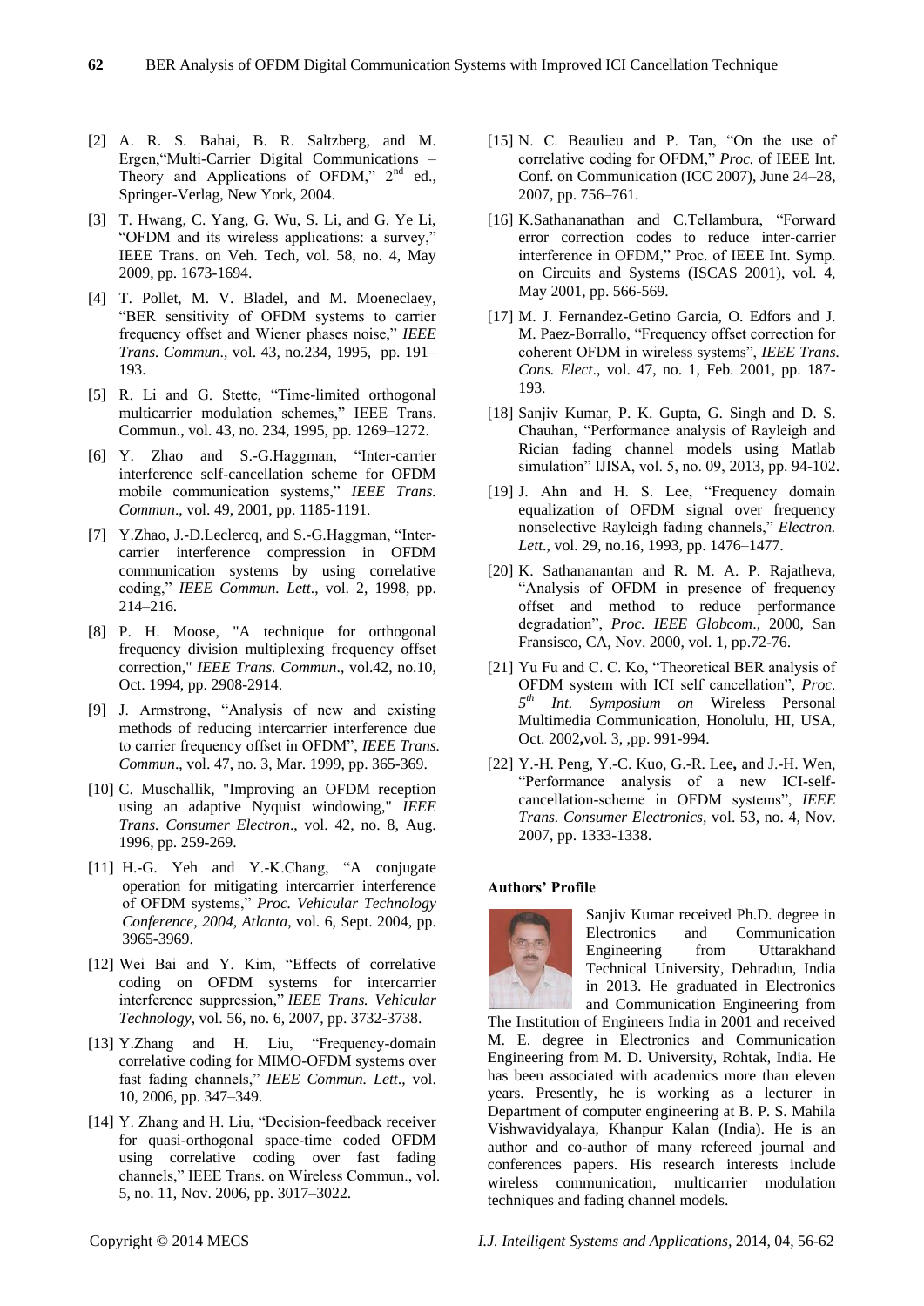[2] A. R. S. Bahai, B. R. Saltzberg, and M. Ergen,"Multi-Carrier Digital Communications – Theory and Applications of OFDM," 2nd ed., Springer-Verlag, New York, 2004.

[3] T. Hwang, C. Yang, G. Wu, S. Li, and G. Ye Li, "OFDM and its wireless applications: a survey," IEEE Trans. on Veh. Tech, vol. 58, no. 4, May 2009, pp. 1673-1694.

[4] T. Pollet, M. V. Bladel, and M. Moeneclaey, "BER sensitivity of OFDM systems to carrier frequency offset and Wiener phases noise," *IEEE Trans. Commun*., vol. 43, no.234, 1995, pp. 191–193.

[5] R. Li and G. Stette, "Time-limited orthogonal multicarrier modulation schemes," IEEE Trans. Commun., vol. 43, no. 234, 1995, pp. 1269–1272.

[6] Y. Zhao and S.-G.Haggman, "Inter-carrier interference self-cancellation scheme for OFDM mobile communication systems," *IEEE Trans. Commun*., vol. 49, 2001, pp. 1185-1191.

[7] Y.Zhao, J.-D.Leclercq, and S.-G.Haggman, "Inter-carrier interference compression in OFDM communication systems by using correlative coding," *IEEE Commun. Lett*., vol. 2, 1998, pp. 214–216.

[8] P. H. Moose, "A technique for orthogonal frequency division multiplexing frequency offset correction," *IEEE Trans. Commun*., vol.42, no.10, Oct. 1994, pp. 2908-2914.

[9] J. Armstrong, "Analysis of new and existing methods of reducing intercarrier interference due to carrier frequency offset in OFDM", *IEEE Trans. Commun*., vol. 47, no. 3, Mar. 1999, pp. 365-369.

[10] C. Muschallik, "Improving an OFDM reception using an adaptive Nyquist windowing," *IEEE Trans. Consumer Electron*., vol. 42, no. 8, Aug. 1996, pp. 259-269.

[11] H.-G. Yeh and Y.-K.Chang, "A conjugate operation for mitigating intercarrier interference of OFDM systems," *Proc. Vehicular Technology Conference, 2004, Atlanta*, vol. 6, Sept. 2004, pp. 3965-3969.

[12] Wei Bai and Y. Kim, "Effects of correlative coding on OFDM systems for intercarrier interference suppression," *IEEE Trans. Vehicular Technology*, vol. 56, no. 6, 2007, pp. 3732-3738.

[13] Y.Zhang and H. Liu, "Frequency-domain correlative coding for MIMO-OFDM systems over fast fading channels," *IEEE Commun. Lett*., vol. 10, 2006, pp. 347–349.

[14] Y. Zhang and H. Liu, "Decision-feedback receiver for quasi-orthogonal space-time coded OFDM using correlative coding over fast fading channels," IEEE Trans. on Wireless Commun., vol. 5, no. 11, Nov. 2006, pp. 3017–3022.

[15] N. C. Beaulieu and P. Tan, "On the use of correlative coding for OFDM," *Proc.* of IEEE Int. Conf. on Communication (ICC 2007), June 24–28, 2007, pp. 756–761.

[16] K.Sathananathan and C.Tellambura, "Forward error correction codes to reduce inter-carrier interference in OFDM," Proc. of IEEE Int. Symp. on Circuits and Systems (ISCAS 2001), vol. 4, May 2001, pp. 566-569.

[17] M. J. Fernandez-Getino Garcia, O. Edfors and J. M. Paez-Borrallo, "Frequency offset correction for coherent OFDM in wireless systems", *IEEE Trans. Cons. Elect*., vol. 47, no. 1, Feb. 2001, pp. 187-193.

[18] Sanjiv Kumar, P. K. Gupta, G. Singh and D. S. Chauhan, "Performance analysis of Rayleigh and Rician fading channel models using Matlab simulation" IJISA, vol. 5, no. 09, 2013, pp. 94-102.

[19] J. Ahn and H. S. Lee, "Frequency domain equalization of OFDM signal over frequency nonselective Rayleigh fading channels," *Electron. Lett.*, vol. 29, no.16, 1993, pp. 1476–1477.

[20] K. Sathananantan and R. M. A. P. Rajatheva, "Analysis of OFDM in presence of frequency offset and method to reduce performance degradation", *Proc. IEEE Globcom*., 2000, San Fransisco, CA, Nov. 2000, vol. 1, pp.72-76.

[21] Yu Fu and C. C. Ko, "Theoretical BER analysis of OFDM system with ICI self cancellation", *Proc. 5th Int. Symposium on* Wireless Personal Multimedia Communication, Honolulu, HI, USA, Oct. 2002**,**vol. 3, ,pp. 991-994.

[22] Y.-H. Peng, Y.-C. Kuo, G.-R. Lee**,** and J.-H. Wen, "Performance analysis of a new ICI-self-cancellation-scheme in OFDM systems", *IEEE Trans. Consumer Electronics*, vol. 53, no. 4, Nov. 2007, pp. 1333-1338.

**Authors' Profile**

Sanjiv Kumar received Ph.D. degree in Electronics and Communication Engineering from Uttarakhand Technical University, Dehradun, India in 2013. He graduated in Electronics and Communication Engineering from The Institution of Engineers India in 2001 and received M. E. degree in Electronics and Communication Engineering from M. D. University, Rohtak, India. He has been associated with academics more than eleven years. Presently, he is working as a lecturer in Department of computer engineering at B. P. S. Mahila Vishwavidyalaya, Khanpur Kalan (India). He is an author and co-author of many refereed journal and conferences papers. His research interests include wireless communication, multicarrier modulation techniques and fading channel models.